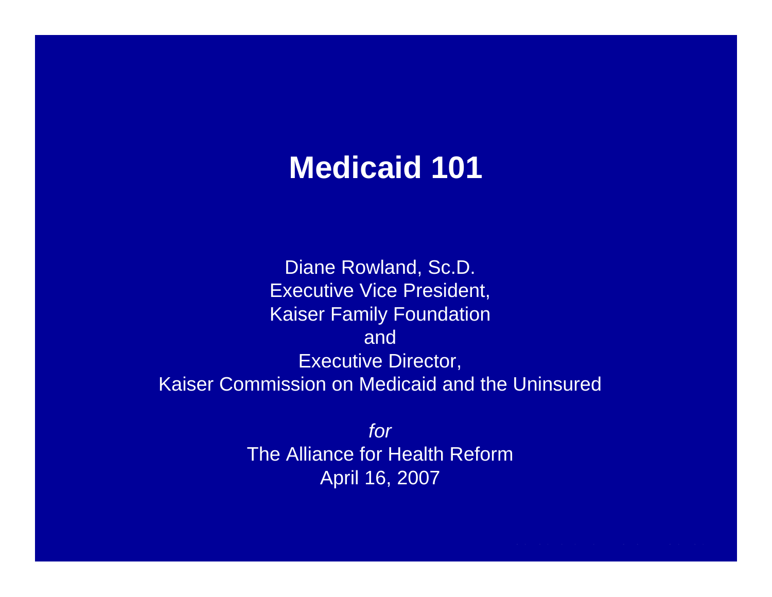# Medicaid 101

Diane Rowland, Sc.D.
Executive Vice President,
Kaiser Family Foundation
and
Executive Director,
Kaiser Commission on Medicaid and the Uninsured

*for*
The Alliance for Health Reform
April 16, 2007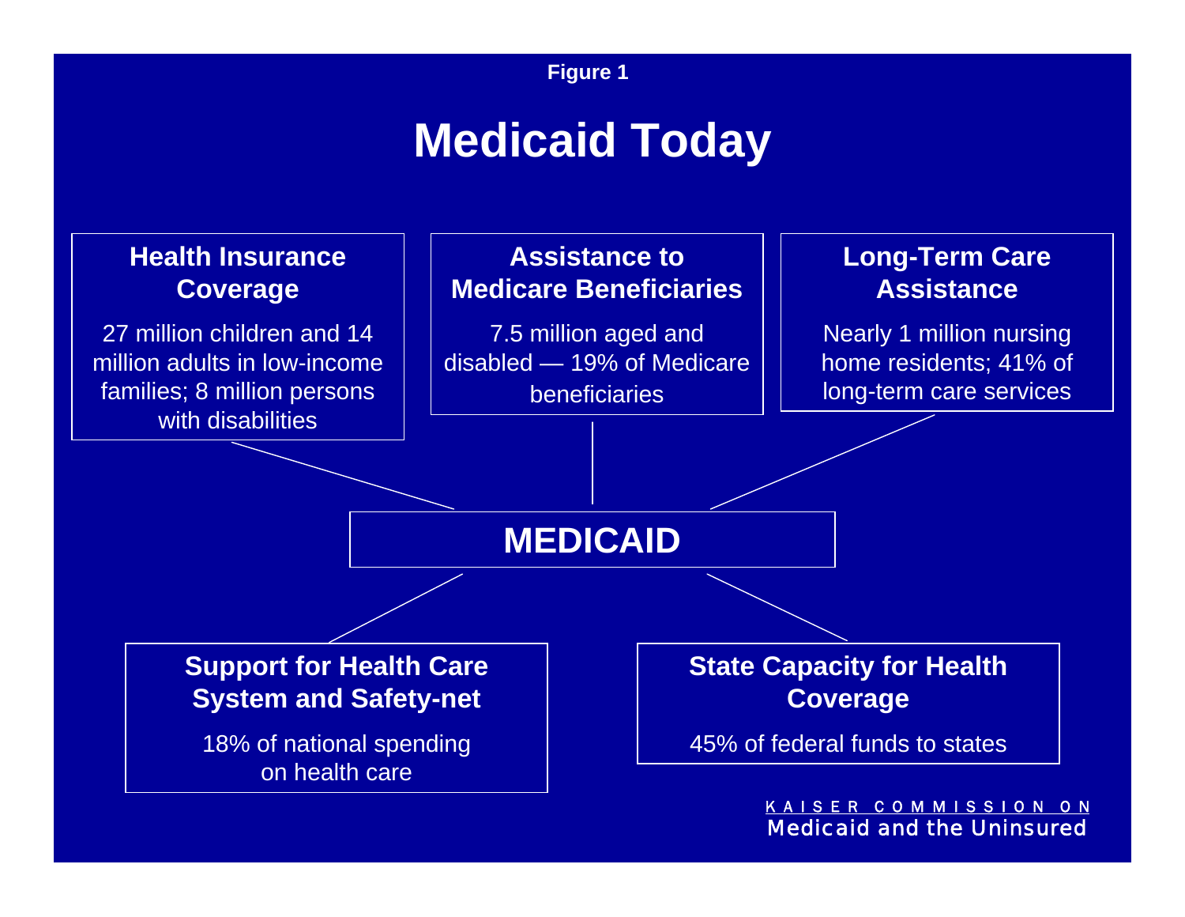Figure 1

# Medicaid Today

### Health Insurance Coverage

27 million children and 14 million adults in low-income families; 8 million persons with disabilities

### Assistance to Medicare Beneficiaries

7.5 million aged and disabled — 19% of Medicare beneficiaries

### Long-Term Care Assistance

Nearly 1 million nursing home residents; 41% of long-term care services

## MEDICAID

### Support for Health Care System and Safety-net

18% of national spending on health care

### State Capacity for Health Coverage

45% of federal funds to states

KAISER COMMISSION ON
Medicaid and the Uninsured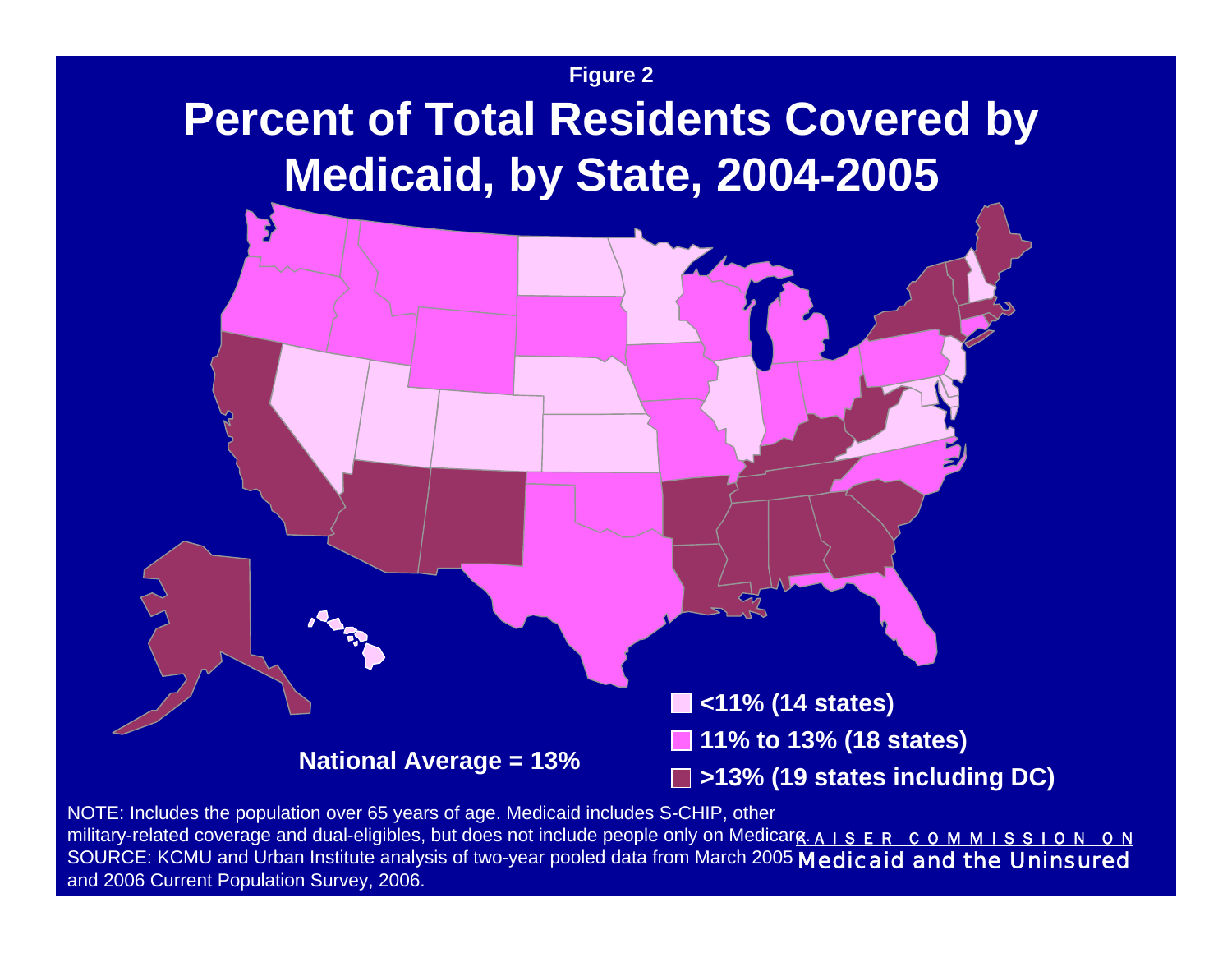Figure 2

# Percent of Total Residents Covered by Medicaid, by State, 2004-2005

- <11% (14 states)
- 11% to 13% (18 states)
- >13% (19 states including DC)

**National Average = 13%**

NOTE: Includes the population over 65 years of age. Medicaid includes S-CHIP, other military-related coverage and dual-eligibles, but does not include people only on Medicare.
SOURCE: KCMU and Urban Institute analysis of two-year pooled data from March 2005 and 2006 Current Population Survey, 2006.

KAISER COMMISSION ON Medicaid and the Uninsured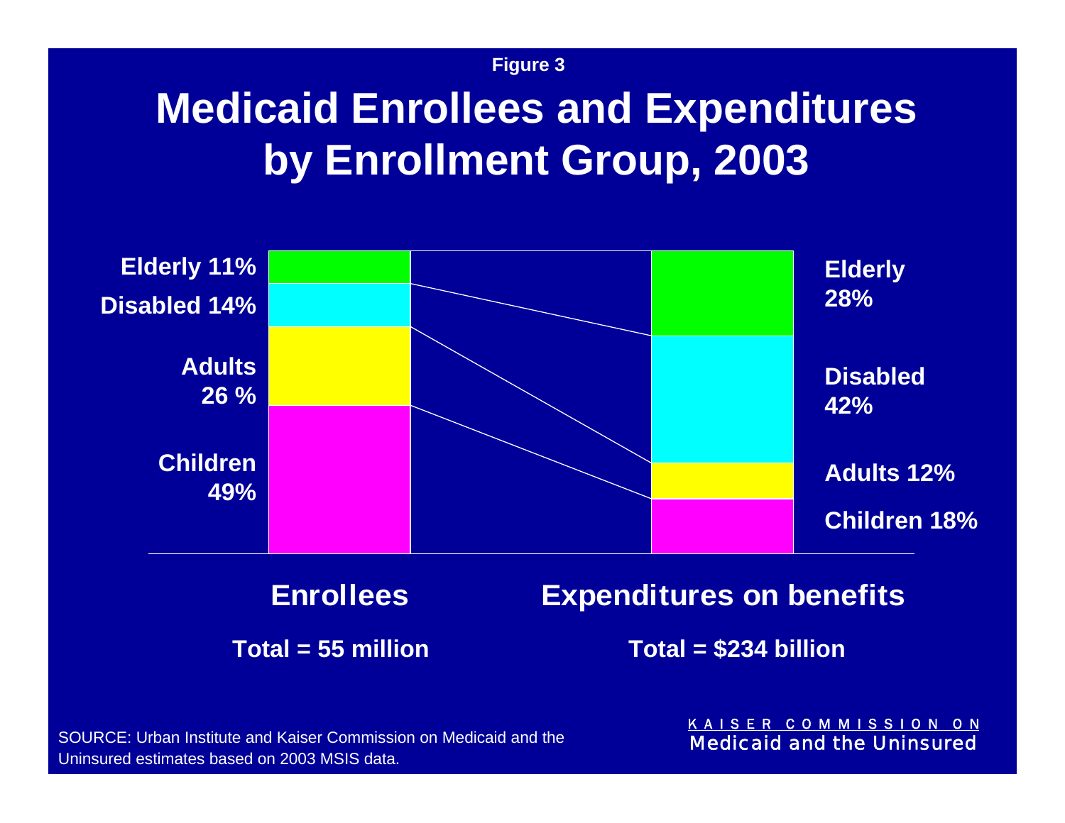Figure 3

# Medicaid Enrollees and Expenditures by Enrollment Group, 2003

| Group | Enrollees | Expenditures on benefits |
| --- | --- | --- |
| Elderly | 11% | 28% |
| Disabled | 14% | 42% |
| Adults | 26 % | 12% |
| Children | 49% | 18% |
| | Total = 55 million | Total = $234 billion |

SOURCE: Urban Institute and Kaiser Commission on Medicaid and the Uninsured estimates based on 2003 MSIS data.

KAISER COMMISSION ON
Medicaid and the Uninsured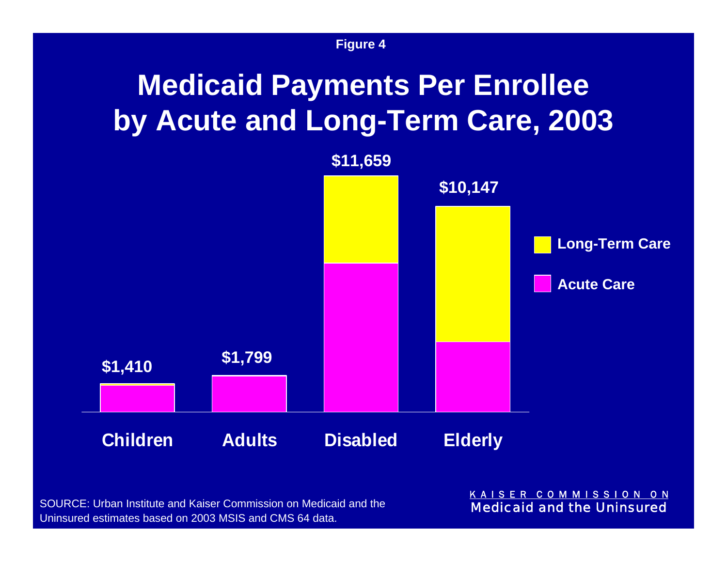Figure 4

# Medicaid Payments Per Enrollee by Acute and Long-Term Care, 2003

| | Children | Adults | Disabled | Elderly |
|---|---|---|---|---|
| Total | $1,410 | $1,799 | $11,659 | $10,147 |

Long-Term Care

Acute Care

SOURCE: Urban Institute and Kaiser Commission on Medicaid and the Uninsured estimates based on 2003 MSIS and CMS 64 data.

KAISER COMMISSION ON
Medicaid and the Uninsured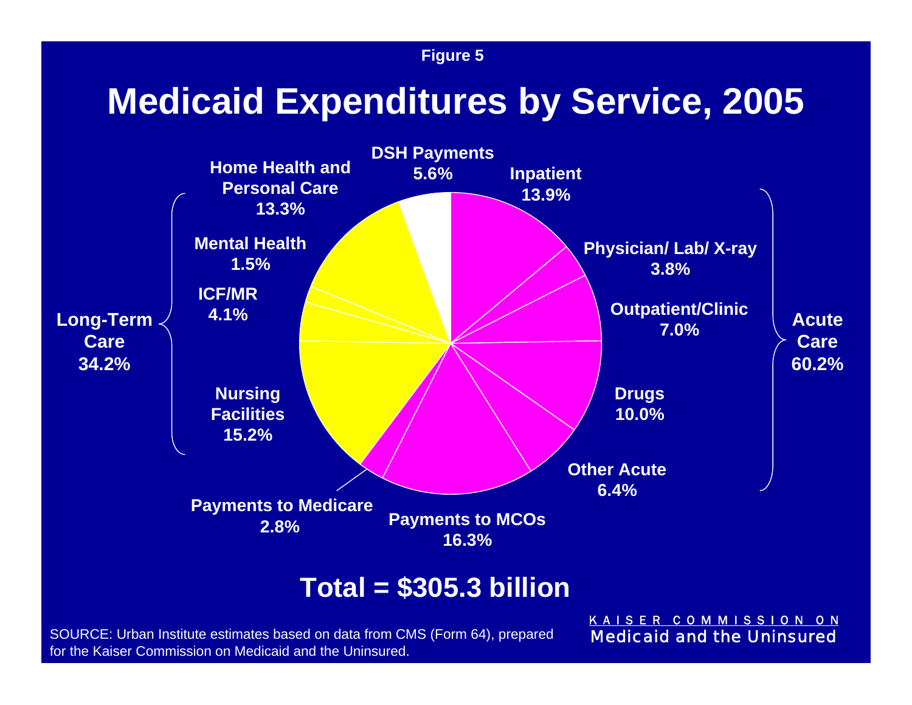Figure 5

# Medicaid Expenditures by Service, 2005

**Long-Term Care 34.2%**

- Home Health and Personal Care 13.3%
- Mental Health 1.5%
- ICF/MR 4.1%
- Nursing Facilities 15.2%

**DSH Payments 5.6%**

**Acute Care 60.2%**

- Inpatient 13.9%
- Physician/ Lab/ X-ray 3.8%
- Outpatient/Clinic 7.0%
- Drugs 10.0%
- Other Acute 6.4%
- Payments to MCOs 16.3%
- Payments to Medicare 2.8%

**Total = $305.3 billion**

SOURCE: Urban Institute estimates based on data from CMS (Form 64), prepared for the Kaiser Commission on Medicaid and the Uninsured.

KAISER COMMISSION ON Medicaid and the Uninsured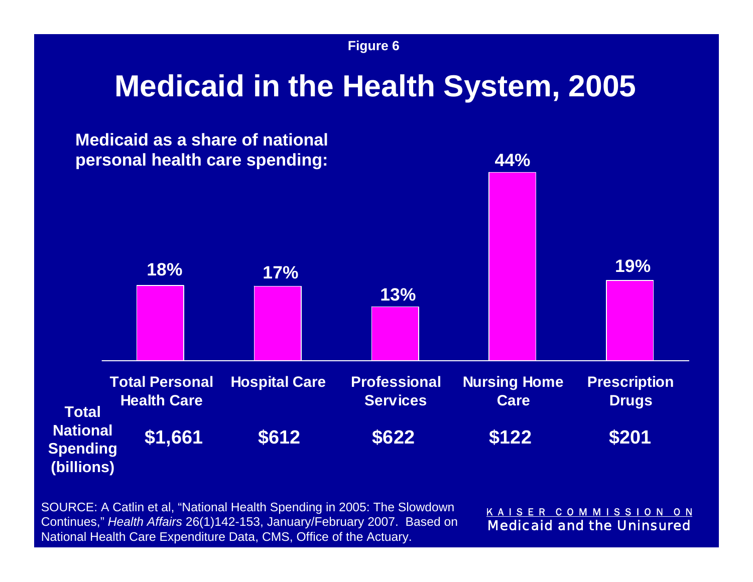Figure 6

# Medicaid in the Health System, 2005

**Medicaid as a share of national personal health care spending:**

| | Total Personal Health Care | Hospital Care | Professional Services | Nursing Home Care | Prescription Drugs |
|---|---|---|---|---|---|
| Medicaid share | 18% | 17% | 13% | 44% | 19% |
| **Total National Spending (billions)** | $1,661 | $612 | $622 | $122 | $201 |

SOURCE: A Catlin et al, "National Health Spending in 2005: The Slowdown Continues," *Health Affairs* 26(1)142-153, January/February 2007. Based on National Health Care Expenditure Data, CMS, Office of the Actuary.

KAISER COMMISSION ON Medicaid and the Uninsured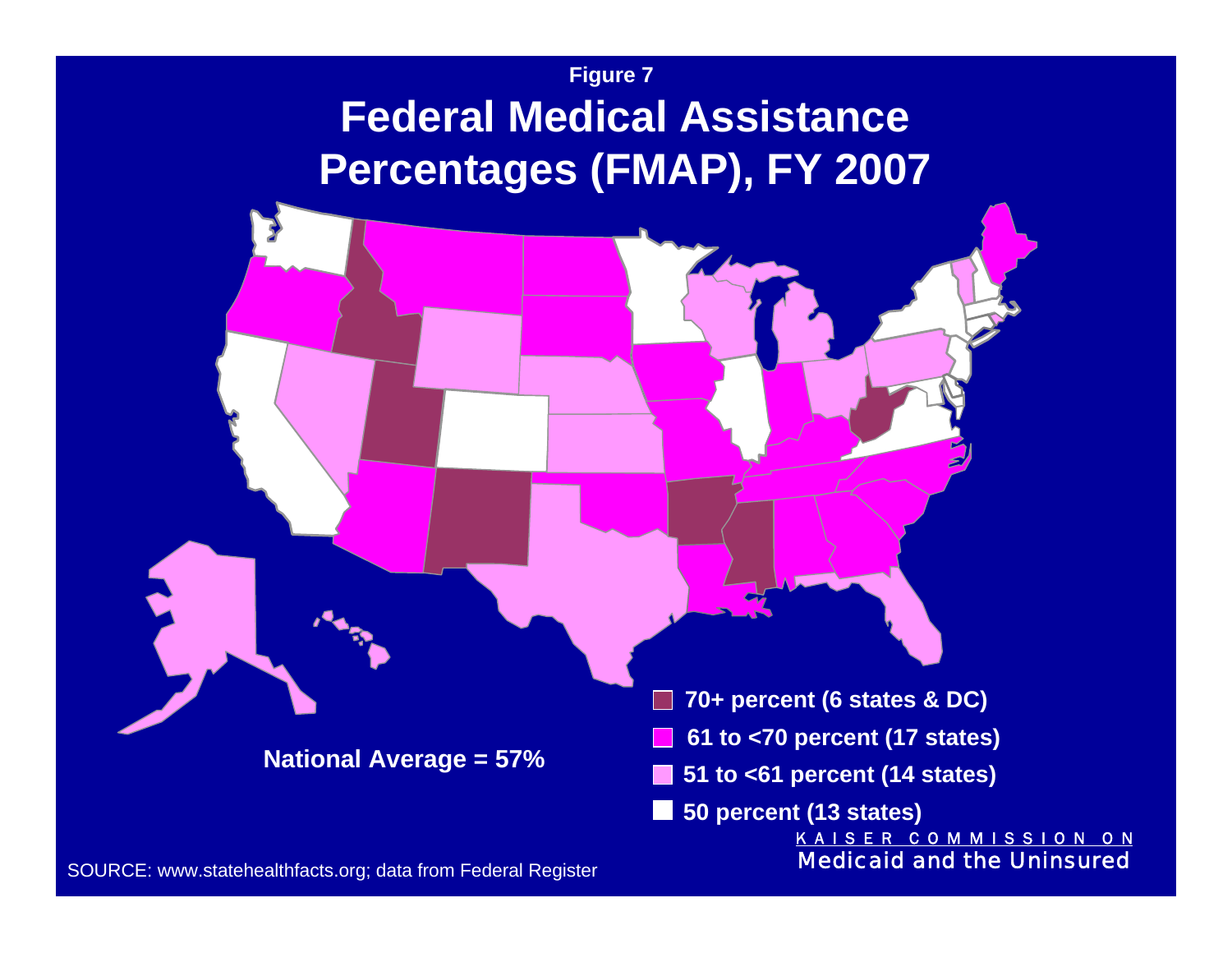Figure 7

# Federal Medical Assistance Percentages (FMAP), FY 2007

- 70+ percent (6 states & DC)
- 61 to <70 percent (17 states)
- 51 to <61 percent (14 states)
- 50 percent (13 states)

National Average = 57%

SOURCE: www.statehealthfacts.org; data from Federal Register

KAISER COMMISSION ON
Medicaid and the Uninsured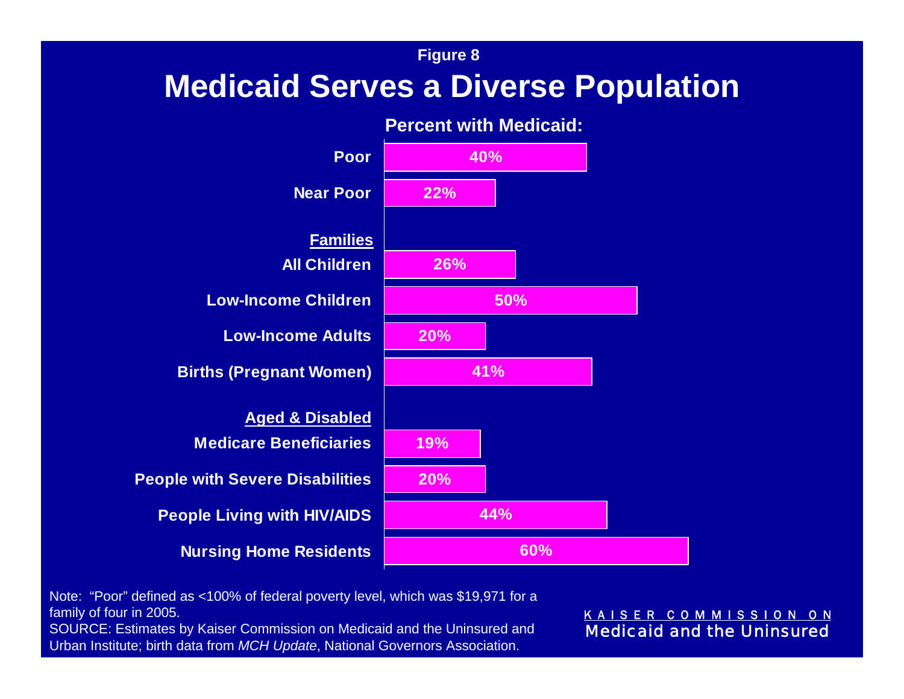Figure 8

# Medicaid Serves a Diverse Population

**Percent with Medicaid:**

| | Percent with Medicaid |
|---|---|
| Poor | 40% |
| Near Poor | 22% |
| **Families** | |
| All Children | 26% |
| Low-Income Children | 50% |
| Low-Income Adults | 20% |
| Births (Pregnant Women) | 41% |
| **Aged & Disabled** | |
| Medicare Beneficiaries | 19% |
| People with Severe Disabilities | 20% |
| People Living with HIV/AIDS | 44% |
| Nursing Home Residents | 60% |

Note: "Poor" defined as <100% of federal poverty level, which was $19,971 for a family of four in 2005.

SOURCE: Estimates by Kaiser Commission on Medicaid and the Uninsured and Urban Institute; birth data from *MCH Update*, National Governors Association.

KAISER COMMISSION ON
Medicaid and the Uninsured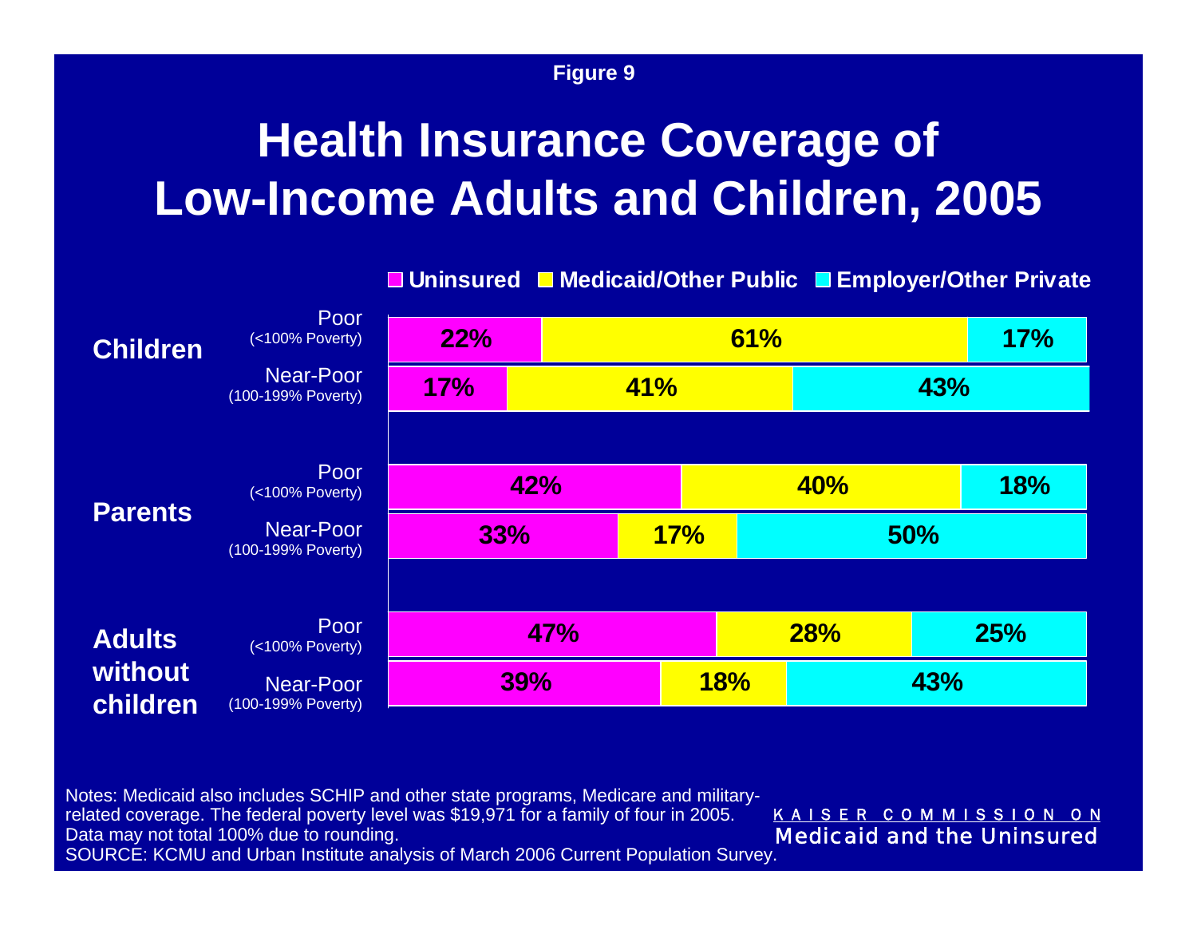Figure 9

# Health Insurance Coverage of Low-Income Adults and Children, 2005

| Group | Income Level | Uninsured | Medicaid/Other Public | Employer/Other Private |
|---|---|---|---|---|
| Children | Poor (<100% Poverty) | 22% | 61% | 17% |
| | Near-Poor (100-199% Poverty) | 17% | 41% | 43% |
| Parents | Poor (<100% Poverty) | 42% | 40% | 18% |
| | Near-Poor (100-199% Poverty) | 33% | 17% | 50% |
| Adults without children | Poor (<100% Poverty) | 47% | 28% | 25% |
| | Near-Poor (100-199% Poverty) | 39% | 18% | 43% |

Notes: Medicaid also includes SCHIP and other state programs, Medicare and military-related coverage. The federal poverty level was $19,971 for a family of four in 2005. Data may not total 100% due to rounding.
SOURCE: KCMU and Urban Institute analysis of March 2006 Current Population Survey.

KAISER COMMISSION ON
Medicaid and the Uninsured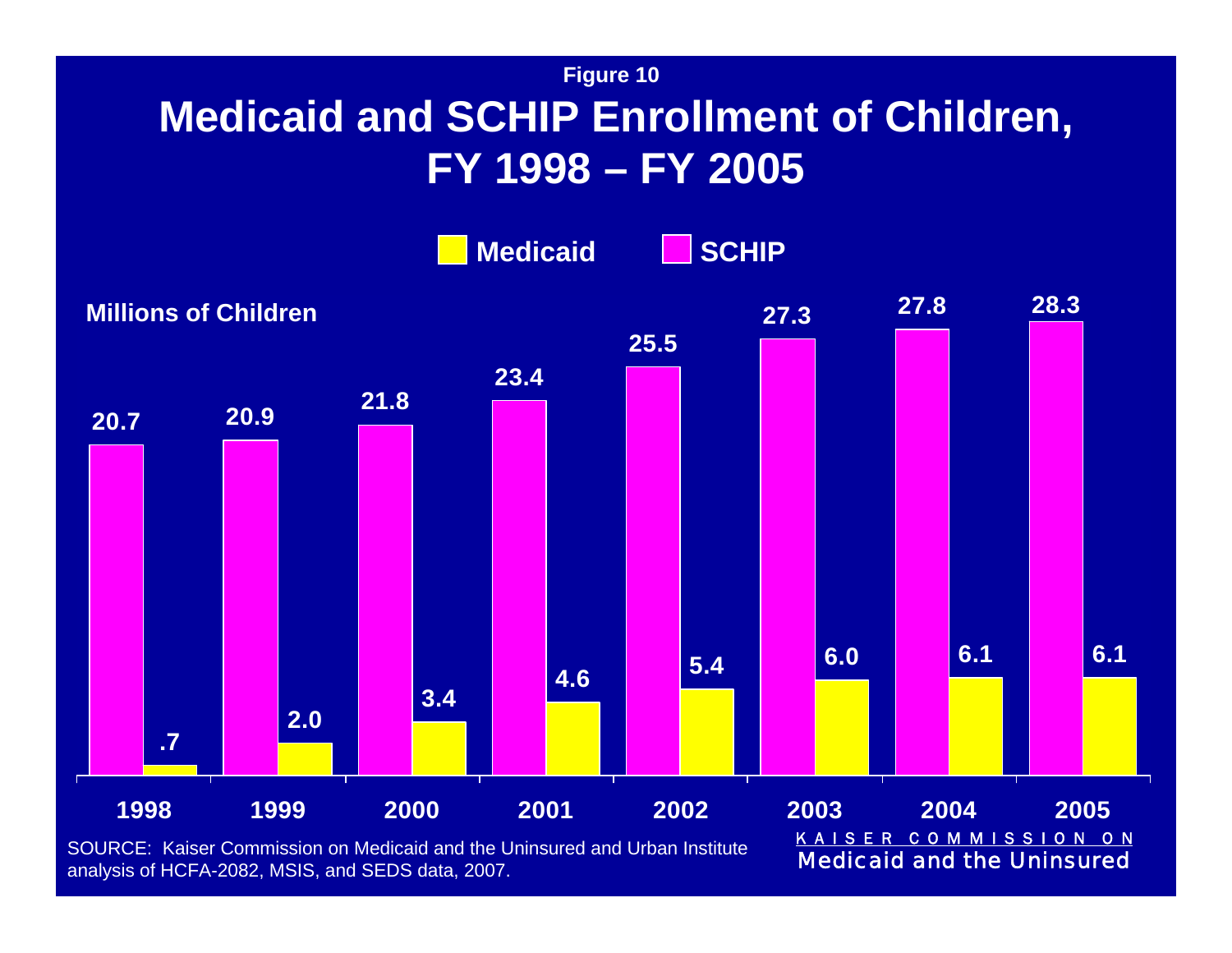Figure 10

# Medicaid and SCHIP Enrollment of Children, FY 1998 – FY 2005

Millions of Children

| Year | SCHIP | Medicaid |
| --- | --- | --- |
| 1998 | 20.7 | .7 |
| 1999 | 20.9 | 2.0 |
| 2000 | 21.8 | 3.4 |
| 2001 | 23.4 | 4.6 |
| 2002 | 25.5 | 5.4 |
| 2003 | 27.3 | 6.0 |
| 2004 | 27.8 | 6.1 |
| 2005 | 28.3 | 6.1 |

SOURCE: Kaiser Commission on Medicaid and the Uninsured and Urban Institute analysis of HCFA-2082, MSIS, and SEDS data, 2007.

KAISER COMMISSION ON Medicaid and the Uninsured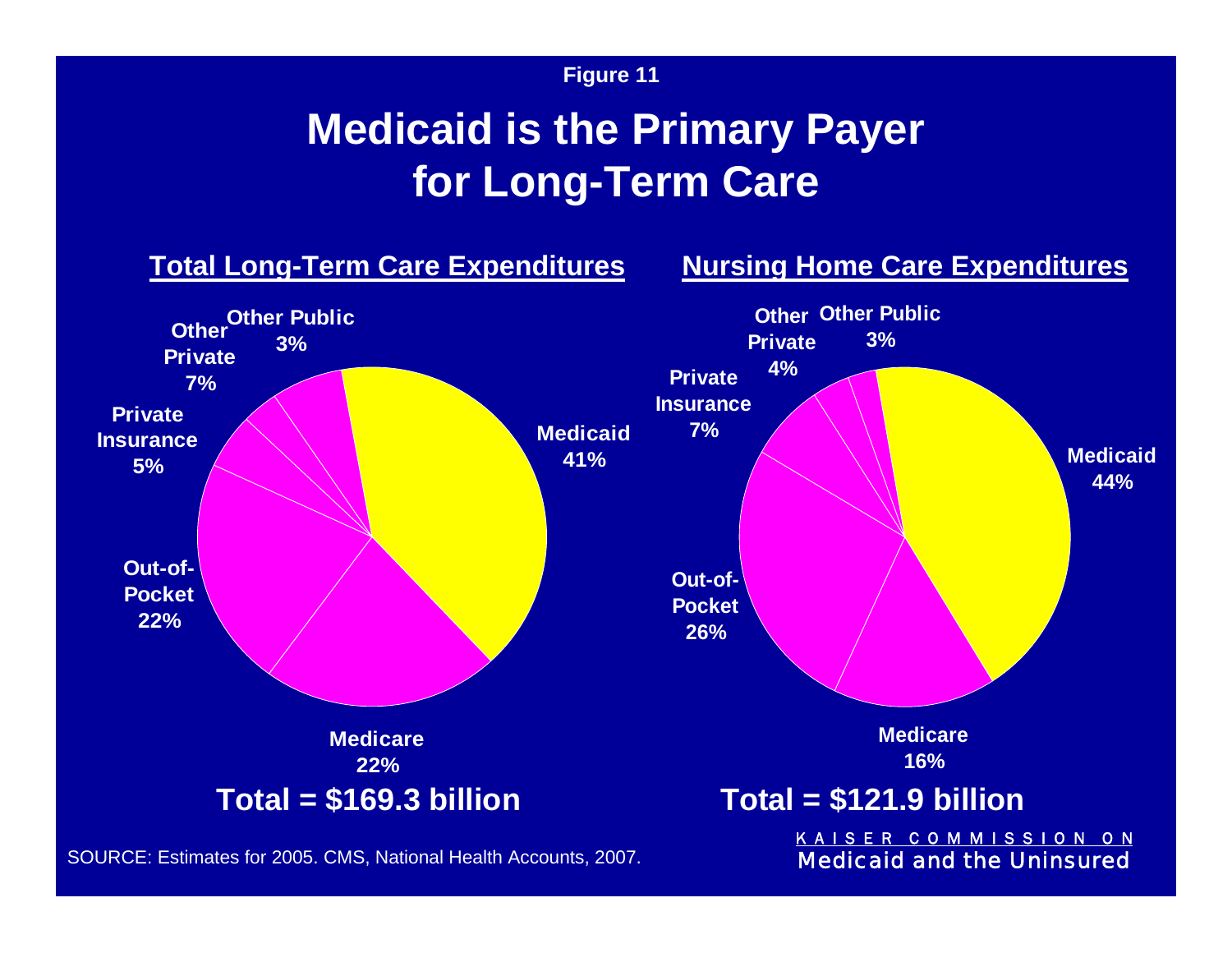Figure 11

# Medicaid is the Primary Payer for Long-Term Care

## Total Long-Term Care Expenditures

| Payer | Share |
| --- | --- |
| Medicaid | 41% |
| Medicare | 22% |
| Out-of-Pocket | 22% |
| Private Insurance | 5% |
| Other Private | 7% |
| Other Public | 3% |

**Total = $169.3 billion**

## Nursing Home Care Expenditures

| Payer | Share |
| --- | --- |
| Medicaid | 44% |
| Medicare | 16% |
| Out-of-Pocket | 26% |
| Private Insurance | 7% |
| Other Private | 4% |
| Other Public | 3% |

**Total = $121.9 billion**

SOURCE: Estimates for 2005. CMS, National Health Accounts, 2007.

KAISER COMMISSION ON Medicaid and the Uninsured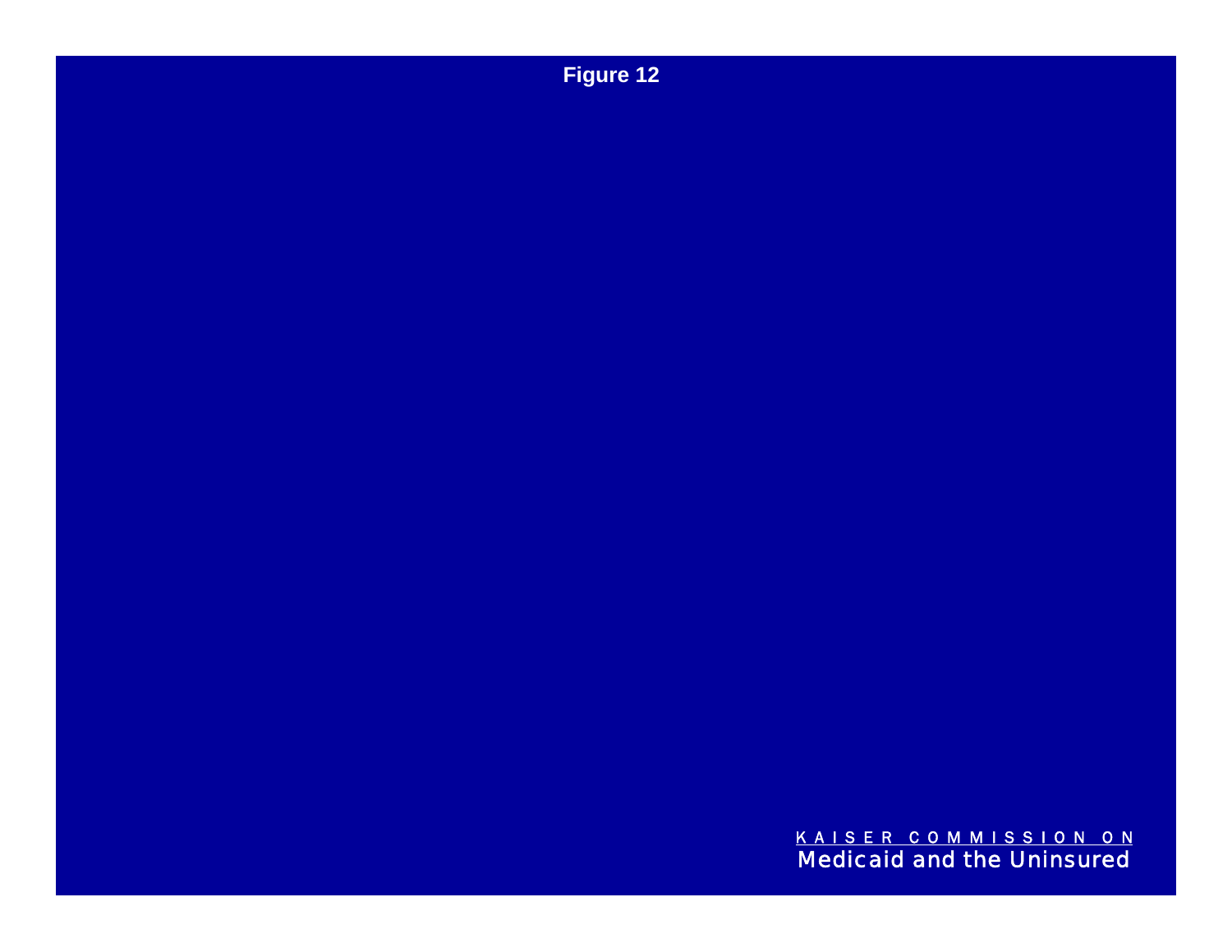Figure 12

KAISER COMMISSION ON
Medicaid and the Uninsured